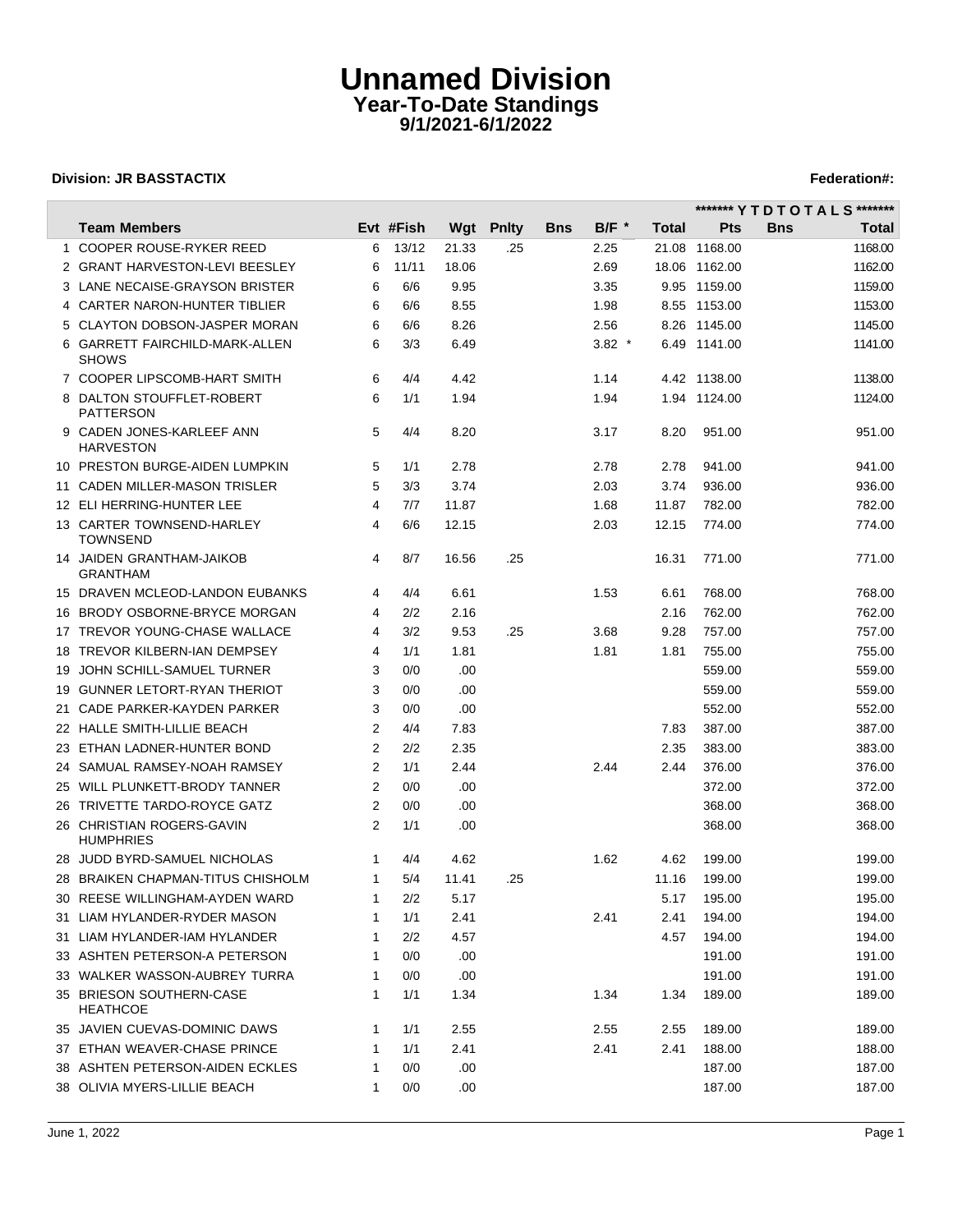# Unnamed Division

## Year-To-Date Standings

### 9/1/2021-6/1/2022

**Division: JR BASSTACTIX** **Federation#:**

| | Team Members | Evt | #Fish | Wgt | Pnlty | Bns | B/F * | Total | ******* Y T D T O T A L S ******* Pts | Bns | Total |
|---|---|---|---|---|---|---|---|---|---|---|---|
| 1 | COOPER ROUSE-RYKER REED | 6 | 13/12 | 21.33 | .25 | | 2.25 | 21.08 | 1168.00 | | 1168.00 |
| 2 | GRANT HARVESTON-LEVI BEESLEY | 6 | 11/11 | 18.06 | | | 2.69 | 18.06 | 1162.00 | | 1162.00 |
| 3 | LANE NECAISE-GRAYSON BRISTER | 6 | 6/6 | 9.95 | | | 3.35 | 9.95 | 1159.00 | | 1159.00 |
| 4 | CARTER NARON-HUNTER TIBLIER | 6 | 6/6 | 8.55 | | | 1.98 | 8.55 | 1153.00 | | 1153.00 |
| 5 | CLAYTON DOBSON-JASPER MORAN | 6 | 6/6 | 8.26 | | | 2.56 | 8.26 | 1145.00 | | 1145.00 |
| 6 | GARRETT FAIRCHILD-MARK-ALLEN SHOWS | 6 | 3/3 | 6.49 | | | 3.82 * | 6.49 | 1141.00 | | 1141.00 |
| 7 | COOPER LIPSCOMB-HART SMITH | 6 | 4/4 | 4.42 | | | 1.14 | 4.42 | 1138.00 | | 1138.00 |
| 8 | DALTON STOUFFLET-ROBERT PATTERSON | 6 | 1/1 | 1.94 | | | 1.94 | 1.94 | 1124.00 | | 1124.00 |
| 9 | CADEN JONES-KARLEEF ANN HARVESTON | 5 | 4/4 | 8.20 | | | 3.17 | 8.20 | 951.00 | | 951.00 |
| 10 | PRESTON BURGE-AIDEN LUMPKIN | 5 | 1/1 | 2.78 | | | 2.78 | 2.78 | 941.00 | | 941.00 |
| 11 | CADEN MILLER-MASON TRISLER | 5 | 3/3 | 3.74 | | | 2.03 | 3.74 | 936.00 | | 936.00 |
| 12 | ELI HERRING-HUNTER LEE | 4 | 7/7 | 11.87 | | | 1.68 | 11.87 | 782.00 | | 782.00 |
| 13 | CARTER TOWNSEND-HARLEY TOWNSEND | 4 | 6/6 | 12.15 | | | 2.03 | 12.15 | 774.00 | | 774.00 |
| 14 | JAIDEN GRANTHAM-JAIKOB GRANTHAM | 4 | 8/7 | 16.56 | .25 | | | 16.31 | 771.00 | | 771.00 |
| 15 | DRAVEN MCLEOD-LANDON EUBANKS | 4 | 4/4 | 6.61 | | | 1.53 | 6.61 | 768.00 | | 768.00 |
| 16 | BRODY OSBORNE-BRYCE MORGAN | 4 | 2/2 | 2.16 | | | | 2.16 | 762.00 | | 762.00 |
| 17 | TREVOR YOUNG-CHASE WALLACE | 4 | 3/2 | 9.53 | .25 | | 3.68 | 9.28 | 757.00 | | 757.00 |
| 18 | TREVOR KILBERN-IAN DEMPSEY | 4 | 1/1 | 1.81 | | | 1.81 | 1.81 | 755.00 | | 755.00 |
| 19 | JOHN SCHILL-SAMUEL TURNER | 3 | 0/0 | .00 | | | | | 559.00 | | 559.00 |
| 19 | GUNNER LETORT-RYAN THERIOT | 3 | 0/0 | .00 | | | | | 559.00 | | 559.00 |
| 21 | CADE PARKER-KAYDEN PARKER | 3 | 0/0 | .00 | | | | | 552.00 | | 552.00 |
| 22 | HALLE SMITH-LILLIE BEACH | 2 | 4/4 | 7.83 | | | | 7.83 | 387.00 | | 387.00 |
| 23 | ETHAN LADNER-HUNTER BOND | 2 | 2/2 | 2.35 | | | | 2.35 | 383.00 | | 383.00 |
| 24 | SAMUAL RAMSEY-NOAH RAMSEY | 2 | 1/1 | 2.44 | | | 2.44 | 2.44 | 376.00 | | 376.00 |
| 25 | WILL PLUNKETT-BRODY TANNER | 2 | 0/0 | .00 | | | | | 372.00 | | 372.00 |
| 26 | TRIVETTE TARDO-ROYCE GATZ | 2 | 0/0 | .00 | | | | | 368.00 | | 368.00 |
| 26 | CHRISTIAN ROGERS-GAVIN HUMPHRIES | 2 | 1/1 | .00 | | | | | 368.00 | | 368.00 |
| 28 | JUDD BYRD-SAMUEL NICHOLAS | 1 | 4/4 | 4.62 | | | 1.62 | 4.62 | 199.00 | | 199.00 |
| 28 | BRAIKEN CHAPMAN-TITUS CHISHOLM | 1 | 5/4 | 11.41 | .25 | | | 11.16 | 199.00 | | 199.00 |
| 30 | REESE WILLINGHAM-AYDEN WARD | 1 | 2/2 | 5.17 | | | | 5.17 | 195.00 | | 195.00 |
| 31 | LIAM HYLANDER-RYDER MASON | 1 | 1/1 | 2.41 | | | 2.41 | 2.41 | 194.00 | | 194.00 |
| 31 | LIAM HYLANDER-IAM HYLANDER | 1 | 2/2 | 4.57 | | | | 4.57 | 194.00 | | 194.00 |
| 33 | ASHTEN PETERSON-A PETERSON | 1 | 0/0 | .00 | | | | | 191.00 | | 191.00 |
| 33 | WALKER WASSON-AUBREY TURRA | 1 | 0/0 | .00 | | | | | 191.00 | | 191.00 |
| 35 | BRIESON SOUTHERN-CASE HEATHCOE | 1 | 1/1 | 1.34 | | | 1.34 | 1.34 | 189.00 | | 189.00 |
| 35 | JAVIEN CUEVAS-DOMINIC DAWS | 1 | 1/1 | 2.55 | | | 2.55 | 2.55 | 189.00 | | 189.00 |
| 37 | ETHAN WEAVER-CHASE PRINCE | 1 | 1/1 | 2.41 | | | 2.41 | 2.41 | 188.00 | | 188.00 |
| 38 | ASHTEN PETERSON-AIDEN ECKLES | 1 | 0/0 | .00 | | | | | 187.00 | | 187.00 |
| 38 | OLIVIA MYERS-LILLIE BEACH | 1 | 0/0 | .00 | | | | | 187.00 | | 187.00 |

June 1, 2022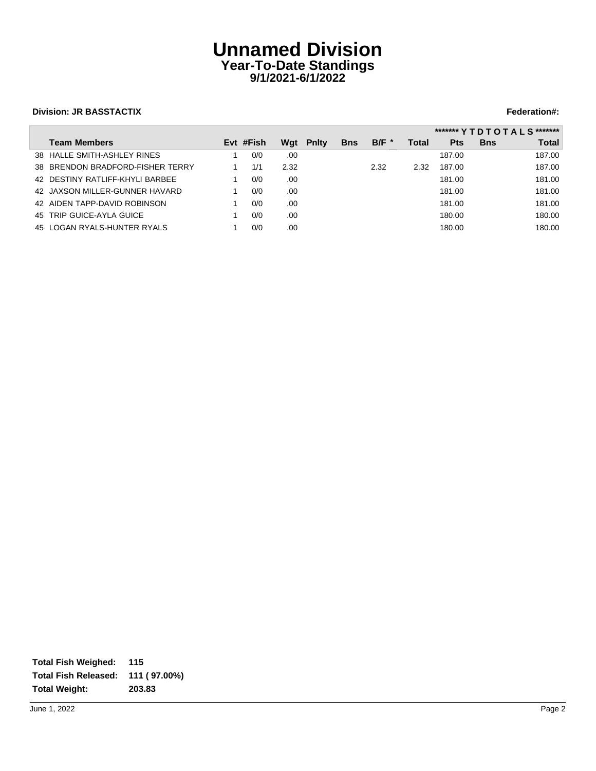# Unnamed Division

## Year-To-Date Standings

### 9/1/2021-6/1/2022

**Division: JR BASSTACTIX** **Federation#:**

| | | | | | | | | | ******* Y T D T O T A L S ******* | | |
|---|---|---|---|---|---|---|---|---|---|---|---|
| | Team Members | Evt | #Fish | Wgt | Pnlty | Bns | B/F * | Total | Pts | Bns | Total |
| 38 | HALLE SMITH-ASHLEY RINES | 1 | 0/0 | .00 | | | | | 187.00 | | 187.00 |
| 38 | BRENDON BRADFORD-FISHER TERRY | 1 | 1/1 | 2.32 | | | 2.32 | 2.32 | 187.00 | | 187.00 |
| 42 | DESTINY RATLIFF-KHYLI BARBEE | 1 | 0/0 | .00 | | | | | 181.00 | | 181.00 |
| 42 | JAXSON MILLER-GUNNER HAVARD | 1 | 0/0 | .00 | | | | | 181.00 | | 181.00 |
| 42 | AIDEN TAPP-DAVID ROBINSON | 1 | 0/0 | .00 | | | | | 181.00 | | 181.00 |
| 45 | TRIP GUICE-AYLA GUICE | 1 | 0/0 | .00 | | | | | 180.00 | | 180.00 |
| 45 | LOGAN RYALS-HUNTER RYALS | 1 | 0/0 | .00 | | | | | 180.00 | | 180.00 |

**Total Fish Weighed:** **115**
**Total Fish Released:** **111 ( 97.00%)**
**Total Weight:** **203.83**

June 1, 2022